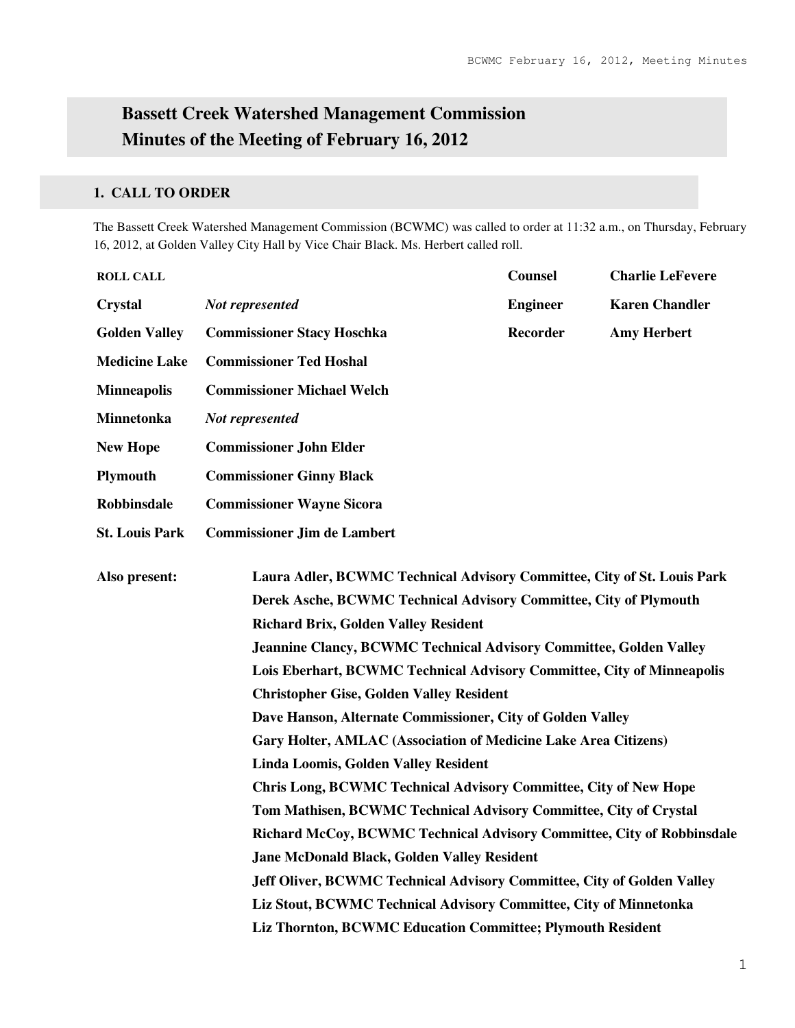# Bassett Creek Watershed Management Commission
# Minutes of the Meeting of February 16, 2012

## 1. CALL TO ORDER

The Bassett Creek Watershed Management Commission (BCWMC) was called to order at 11:32 a.m., on Thursday, February 16, 2012, at Golden Valley City Hall by Vice Chair Black. Ms. Herbert called roll.

| ROLL CALL | | Counsel | Charlie LeFevere |
|---|---|---|---|
| **Crystal** | *Not represented* | **Engineer** | **Karen Chandler** |
| **Golden Valley** | **Commissioner Stacy Hoschka** | **Recorder** | **Amy Herbert** |
| **Medicine Lake** | **Commissioner Ted Hoshal** | | |
| **Minneapolis** | **Commissioner Michael Welch** | | |
| **Minnetonka** | *Not represented* | | |
| **New Hope** | **Commissioner John Elder** | | |
| **Plymouth** | **Commissioner Ginny Black** | | |
| **Robbinsdale** | **Commissioner Wayne Sicora** | | |
| **St. Louis Park** | **Commissioner Jim de Lambert** | | |

**Also present:**

- **Laura Adler, BCWMC Technical Advisory Committee, City of St. Louis Park**
- **Derek Asche, BCWMC Technical Advisory Committee, City of Plymouth**
- **Richard Brix, Golden Valley Resident**
- **Jeannine Clancy, BCWMC Technical Advisory Committee, Golden Valley**
- **Lois Eberhart, BCWMC Technical Advisory Committee, City of Minneapolis**
- **Christopher Gise, Golden Valley Resident**
- **Dave Hanson, Alternate Commissioner, City of Golden Valley**
- **Gary Holter, AMLAC (Association of Medicine Lake Area Citizens)**
- **Linda Loomis, Golden Valley Resident**
- **Chris Long, BCWMC Technical Advisory Committee, City of New Hope**
- **Tom Mathisen, BCWMC Technical Advisory Committee, City of Crystal**
- **Richard McCoy, BCWMC Technical Advisory Committee, City of Robbinsdale**
- **Jane McDonald Black, Golden Valley Resident**
- **Jeff Oliver, BCWMC Technical Advisory Committee, City of Golden Valley**
- **Liz Stout, BCWMC Technical Advisory Committee, City of Minnetonka**
- **Liz Thornton, BCWMC Education Committee; Plymouth Resident**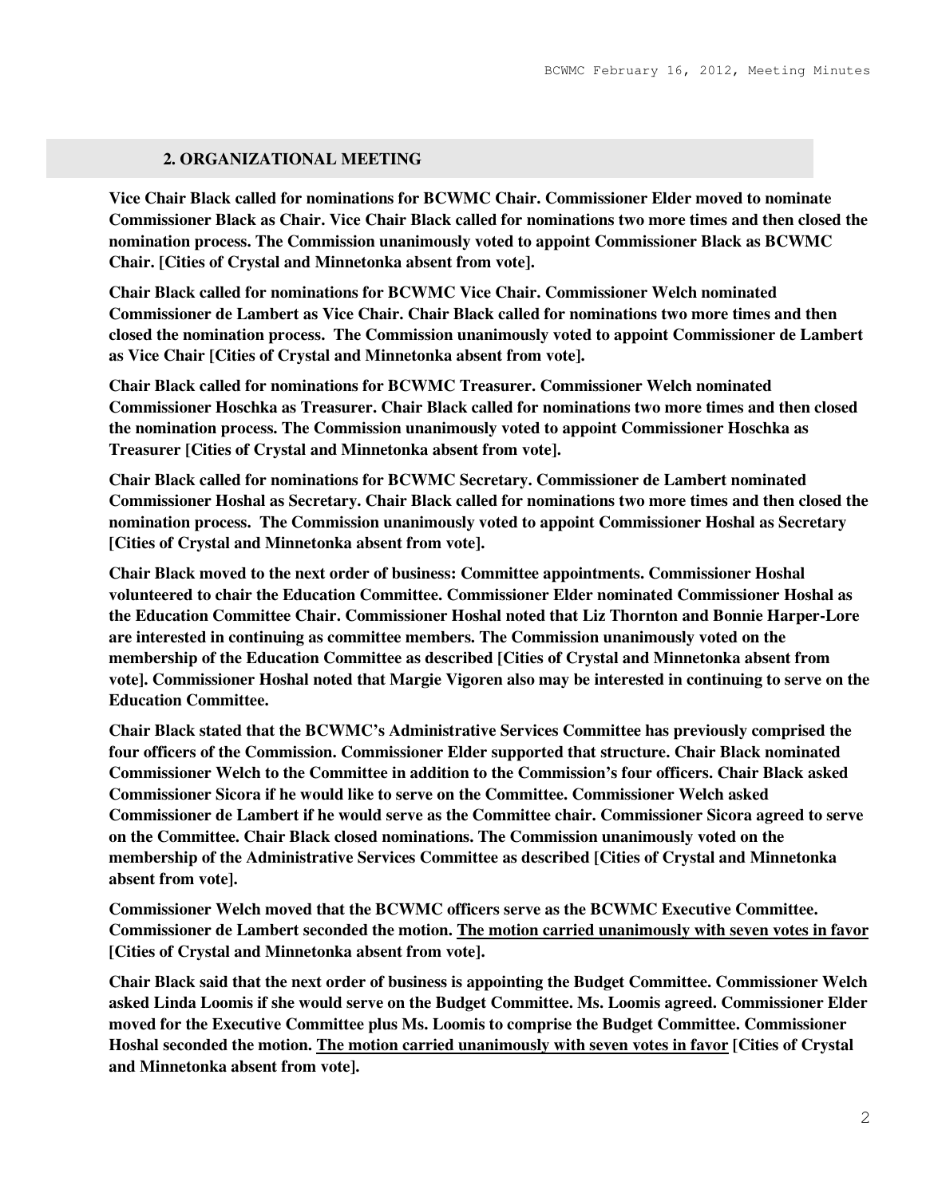## 2. ORGANIZATIONAL MEETING

**Vice Chair Black called for nominations for BCWMC Chair. Commissioner Elder moved to nominate Commissioner Black as Chair. Vice Chair Black called for nominations two more times and then closed the nomination process. The Commission unanimously voted to appoint Commissioner Black as BCWMC Chair. [Cities of Crystal and Minnetonka absent from vote].**

**Chair Black called for nominations for BCWMC Vice Chair. Commissioner Welch nominated Commissioner de Lambert as Vice Chair. Chair Black called for nominations two more times and then closed the nomination process. The Commission unanimously voted to appoint Commissioner de Lambert as Vice Chair [Cities of Crystal and Minnetonka absent from vote].**

**Chair Black called for nominations for BCWMC Treasurer. Commissioner Welch nominated Commissioner Hoschka as Treasurer. Chair Black called for nominations two more times and then closed the nomination process. The Commission unanimously voted to appoint Commissioner Hoschka as Treasurer [Cities of Crystal and Minnetonka absent from vote].**

**Chair Black called for nominations for BCWMC Secretary. Commissioner de Lambert nominated Commissioner Hoshal as Secretary. Chair Black called for nominations two more times and then closed the nomination process. The Commission unanimously voted to appoint Commissioner Hoshal as Secretary [Cities of Crystal and Minnetonka absent from vote].**

**Chair Black moved to the next order of business: Committee appointments. Commissioner Hoshal volunteered to chair the Education Committee. Commissioner Elder nominated Commissioner Hoshal as the Education Committee Chair. Commissioner Hoshal noted that Liz Thornton and Bonnie Harper-Lore are interested in continuing as committee members. The Commission unanimously voted on the membership of the Education Committee as described [Cities of Crystal and Minnetonka absent from vote]. Commissioner Hoshal noted that Margie Vigoren also may be interested in continuing to serve on the Education Committee.**

**Chair Black stated that the BCWMC's Administrative Services Committee has previously comprised the four officers of the Commission. Commissioner Elder supported that structure. Chair Black nominated Commissioner Welch to the Committee in addition to the Commission's four officers. Chair Black asked Commissioner Sicora if he would like to serve on the Committee. Commissioner Welch asked Commissioner de Lambert if he would serve as the Committee chair. Commissioner Sicora agreed to serve on the Committee. Chair Black closed nominations. The Commission unanimously voted on the membership of the Administrative Services Committee as described [Cities of Crystal and Minnetonka absent from vote].**

**Commissioner Welch moved that the BCWMC officers serve as the BCWMC Executive Committee. Commissioner de Lambert seconded the motion. <u>The motion carried unanimously with seven votes in favor</u> [Cities of Crystal and Minnetonka absent from vote].**

**Chair Black said that the next order of business is appointing the Budget Committee. Commissioner Welch asked Linda Loomis if she would serve on the Budget Committee. Ms. Loomis agreed. Commissioner Elder moved for the Executive Committee plus Ms. Loomis to comprise the Budget Committee. Commissioner Hoshal seconded the motion. <u>The motion carried unanimously with seven votes in favor</u> [Cities of Crystal and Minnetonka absent from vote].**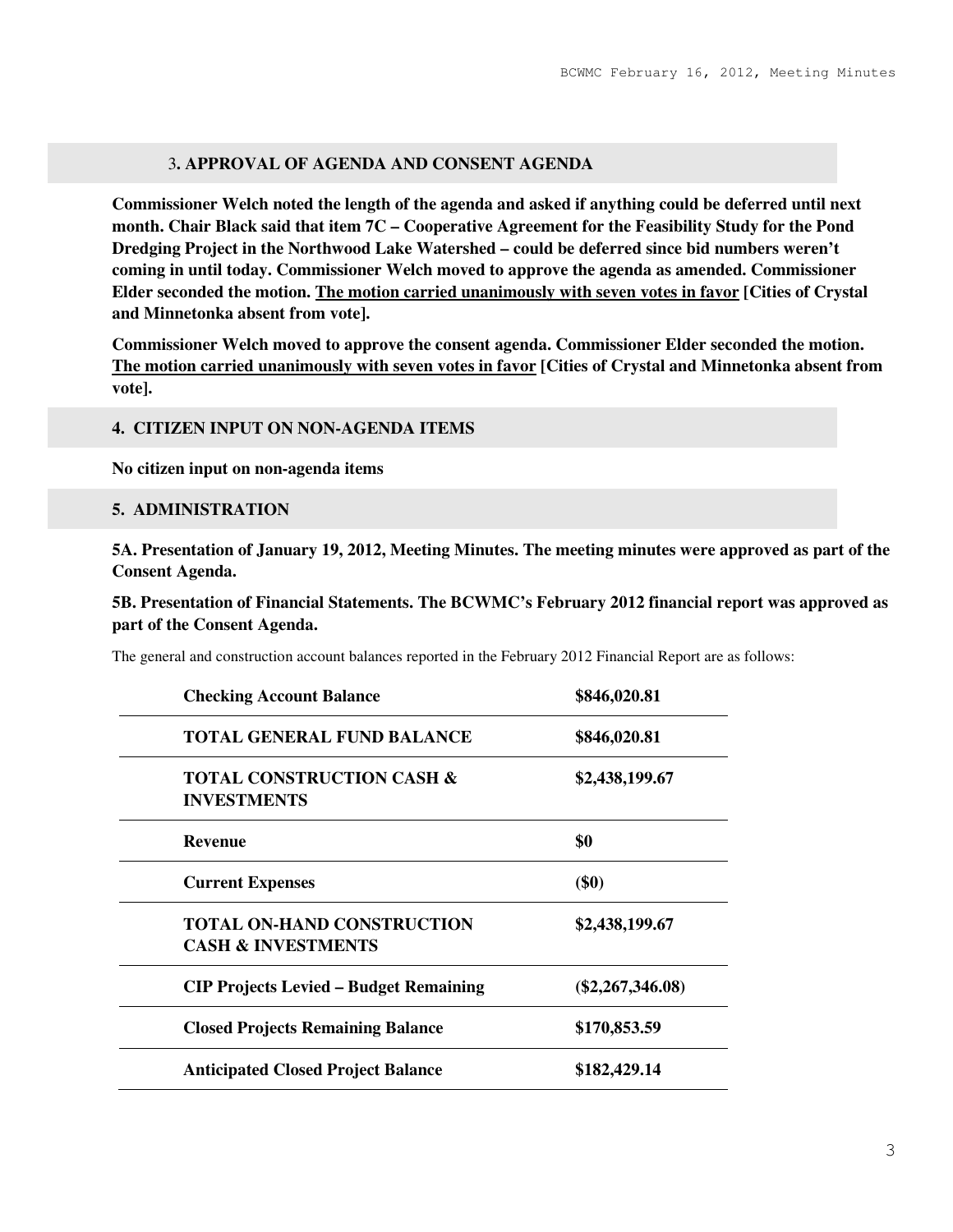## 3. APPROVAL OF AGENDA AND CONSENT AGENDA

**Commissioner Welch noted the length of the agenda and asked if anything could be deferred until next month. Chair Black said that item 7C – Cooperative Agreement for the Feasibility Study for the Pond Dredging Project in the Northwood Lake Watershed – could be deferred since bid numbers weren't coming in until today. Commissioner Welch moved to approve the agenda as amended. Commissioner Elder seconded the motion. <u>The motion carried unanimously with seven votes in favor</u> [Cities of Crystal and Minnetonka absent from vote].**

**Commissioner Welch moved to approve the consent agenda. Commissioner Elder seconded the motion. <u>The motion carried unanimously with seven votes in favor</u> [Cities of Crystal and Minnetonka absent from vote].**

## 4. CITIZEN INPUT ON NON-AGENDA ITEMS

**No citizen input on non-agenda items**

## 5. ADMINISTRATION

**5A. Presentation of January 19, 2012, Meeting Minutes. The meeting minutes were approved as part of the Consent Agenda.**

**5B. Presentation of Financial Statements. The BCWMC's February 2012 financial report was approved as part of the Consent Agenda.**

The general and construction account balances reported in the February 2012 Financial Report are as follows:

| | |
|---|---|
| **Checking Account Balance** | **\$846,020.81** |
| **TOTAL GENERAL FUND BALANCE** | **\$846,020.81** |
| **TOTAL CONSTRUCTION CASH & INVESTMENTS** | **\$2,438,199.67** |
| **Revenue** | **\$0** |
| **Current Expenses** | **(\$0)** |
| **TOTAL ON-HAND CONSTRUCTION CASH & INVESTMENTS** | **\$2,438,199.67** |
| **CIP Projects Levied – Budget Remaining** | **(\$2,267,346.08)** |
| **Closed Projects Remaining Balance** | **\$170,853.59** |
| **Anticipated Closed Project Balance** | **\$182,429.14** |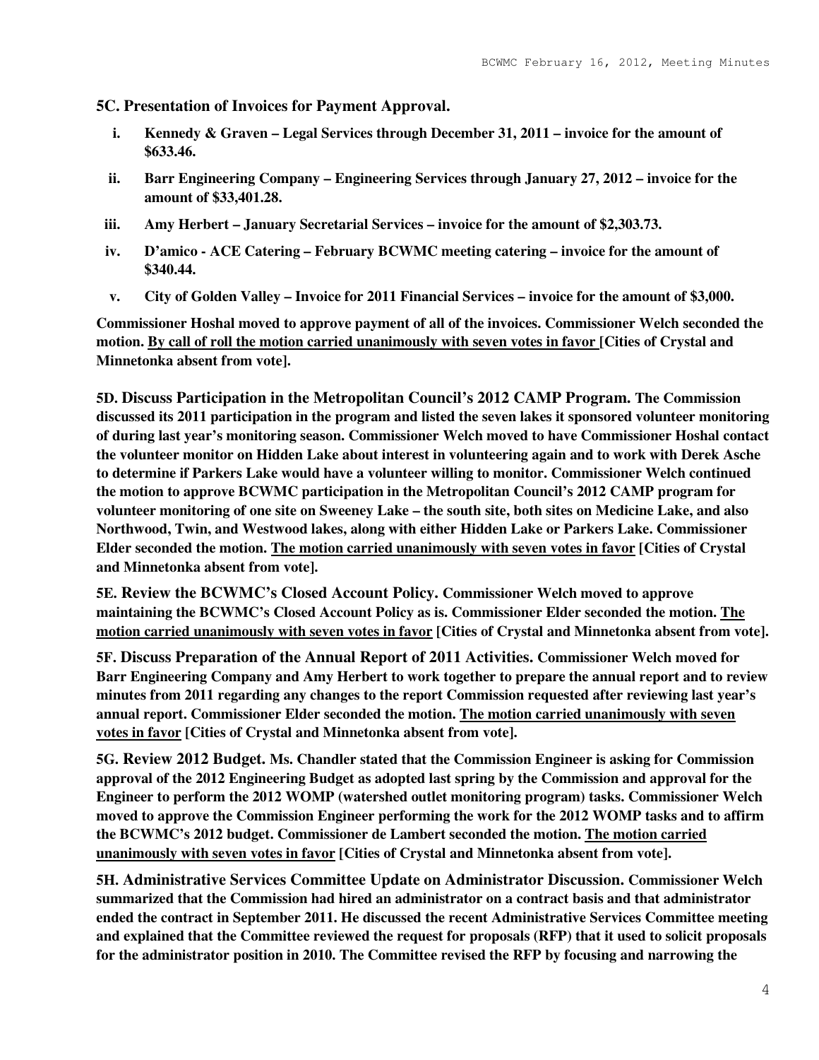**5C. Presentation of Invoices for Payment Approval.**

i. **Kennedy & Graven – Legal Services through December 31, 2011 – invoice for the amount of $633.46.**

ii. **Barr Engineering Company – Engineering Services through January 27, 2012 – invoice for the amount of $33,401.28.**

iii. **Amy Herbert – January Secretarial Services – invoice for the amount of $2,303.73.**

iv. **D'amico - ACE Catering – February BCWMC meeting catering – invoice for the amount of $340.44.**

v. **City of Golden Valley – Invoice for 2011 Financial Services – invoice for the amount of $3,000.**

**Commissioner Hoshal moved to approve payment of all of the invoices. Commissioner Welch seconded the motion. By call of roll the motion carried unanimously with seven votes in favor [Cities of Crystal and Minnetonka absent from vote].**

**5D. Discuss Participation in the Metropolitan Council's 2012 CAMP Program. The Commission discussed its 2011 participation in the program and listed the seven lakes it sponsored volunteer monitoring of during last year's monitoring season. Commissioner Welch moved to have Commissioner Hoshal contact the volunteer monitor on Hidden Lake about interest in volunteering again and to work with Derek Asche to determine if Parkers Lake would have a volunteer willing to monitor. Commissioner Welch continued the motion to approve BCWMC participation in the Metropolitan Council's 2012 CAMP program for volunteer monitoring of one site on Sweeney Lake – the south site, both sites on Medicine Lake, and also Northwood, Twin, and Westwood lakes, along with either Hidden Lake or Parkers Lake. Commissioner Elder seconded the motion. The motion carried unanimously with seven votes in favor [Cities of Crystal and Minnetonka absent from vote].**

**5E. Review the BCWMC's Closed Account Policy. Commissioner Welch moved to approve maintaining the BCWMC's Closed Account Policy as is. Commissioner Elder seconded the motion. The motion carried unanimously with seven votes in favor [Cities of Crystal and Minnetonka absent from vote].**

**5F. Discuss Preparation of the Annual Report of 2011 Activities. Commissioner Welch moved for Barr Engineering Company and Amy Herbert to work together to prepare the annual report and to review minutes from 2011 regarding any changes to the report Commission requested after reviewing last year's annual report. Commissioner Elder seconded the motion. The motion carried unanimously with seven votes in favor [Cities of Crystal and Minnetonka absent from vote].**

**5G. Review 2012 Budget. Ms. Chandler stated that the Commission Engineer is asking for Commission approval of the 2012 Engineering Budget as adopted last spring by the Commission and approval for the Engineer to perform the 2012 WOMP (watershed outlet monitoring program) tasks. Commissioner Welch moved to approve the Commission Engineer performing the work for the 2012 WOMP tasks and to affirm the BCWMC's 2012 budget. Commissioner de Lambert seconded the motion. The motion carried unanimously with seven votes in favor [Cities of Crystal and Minnetonka absent from vote].**

**5H. Administrative Services Committee Update on Administrator Discussion. Commissioner Welch summarized that the Commission had hired an administrator on a contract basis and that administrator ended the contract in September 2011. He discussed the recent Administrative Services Committee meeting and explained that the Committee reviewed the request for proposals (RFP) that it used to solicit proposals for the administrator position in 2010. The Committee revised the RFP by focusing and narrowing the**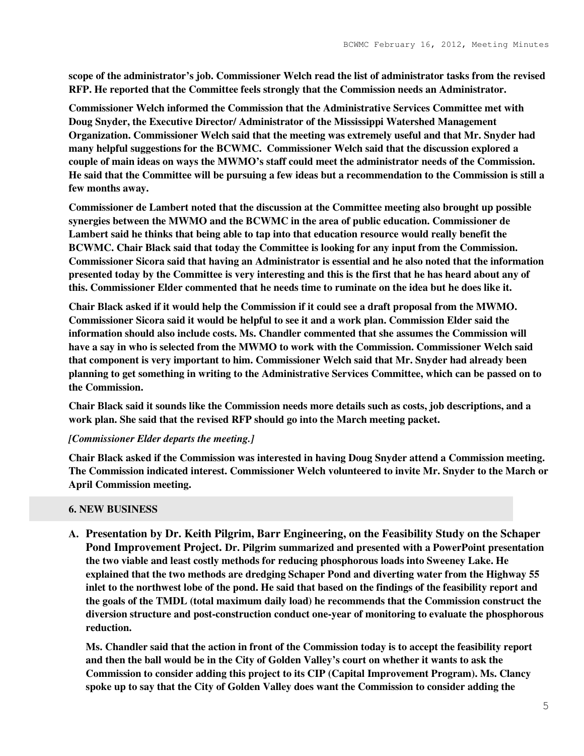**scope of the administrator's job. Commissioner Welch read the list of administrator tasks from the revised RFP. He reported that the Committee feels strongly that the Commission needs an Administrator.**

**Commissioner Welch informed the Commission that the Administrative Services Committee met with Doug Snyder, the Executive Director/ Administrator of the Mississippi Watershed Management Organization. Commissioner Welch said that the meeting was extremely useful and that Mr. Snyder had many helpful suggestions for the BCWMC. Commissioner Welch said that the discussion explored a couple of main ideas on ways the MWMO's staff could meet the administrator needs of the Commission. He said that the Committee will be pursuing a few ideas but a recommendation to the Commission is still a few months away.**

**Commissioner de Lambert noted that the discussion at the Committee meeting also brought up possible synergies between the MWMO and the BCWMC in the area of public education. Commissioner de Lambert said he thinks that being able to tap into that education resource would really benefit the BCWMC. Chair Black said that today the Committee is looking for any input from the Commission. Commissioner Sicora said that having an Administrator is essential and he also noted that the information presented today by the Committee is very interesting and this is the first that he has heard about any of this. Commissioner Elder commented that he needs time to ruminate on the idea but he does like it.**

**Chair Black asked if it would help the Commission if it could see a draft proposal from the MWMO. Commissioner Sicora said it would be helpful to see it and a work plan. Commission Elder said the information should also include costs. Ms. Chandler commented that she assumes the Commission will have a say in who is selected from the MWMO to work with the Commission. Commissioner Welch said that component is very important to him. Commissioner Welch said that Mr. Snyder had already been planning to get something in writing to the Administrative Services Committee, which can be passed on to the Commission.**

**Chair Black said it sounds like the Commission needs more details such as costs, job descriptions, and a work plan. She said that the revised RFP should go into the March meeting packet.**

***[Commissioner Elder departs the meeting.]***

**Chair Black asked if the Commission was interested in having Doug Snyder attend a Commission meeting. The Commission indicated interest. Commissioner Welch volunteered to invite Mr. Snyder to the March or April Commission meeting.**

## 6. NEW BUSINESS

**A. Presentation by Dr. Keith Pilgrim, Barr Engineering, on the Feasibility Study on the Schaper Pond Improvement Project. Dr. Pilgrim summarized and presented with a PowerPoint presentation the two viable and least costly methods for reducing phosphorous loads into Sweeney Lake. He explained that the two methods are dredging Schaper Pond and diverting water from the Highway 55 inlet to the northwest lobe of the pond. He said that based on the findings of the feasibility report and the goals of the TMDL (total maximum daily load) he recommends that the Commission construct the diversion structure and post-construction conduct one-year of monitoring to evaluate the phosphorous reduction.**

**Ms. Chandler said that the action in front of the Commission today is to accept the feasibility report and then the ball would be in the City of Golden Valley's court on whether it wants to ask the Commission to consider adding this project to its CIP (Capital Improvement Program). Ms. Clancy spoke up to say that the City of Golden Valley does want the Commission to consider adding the**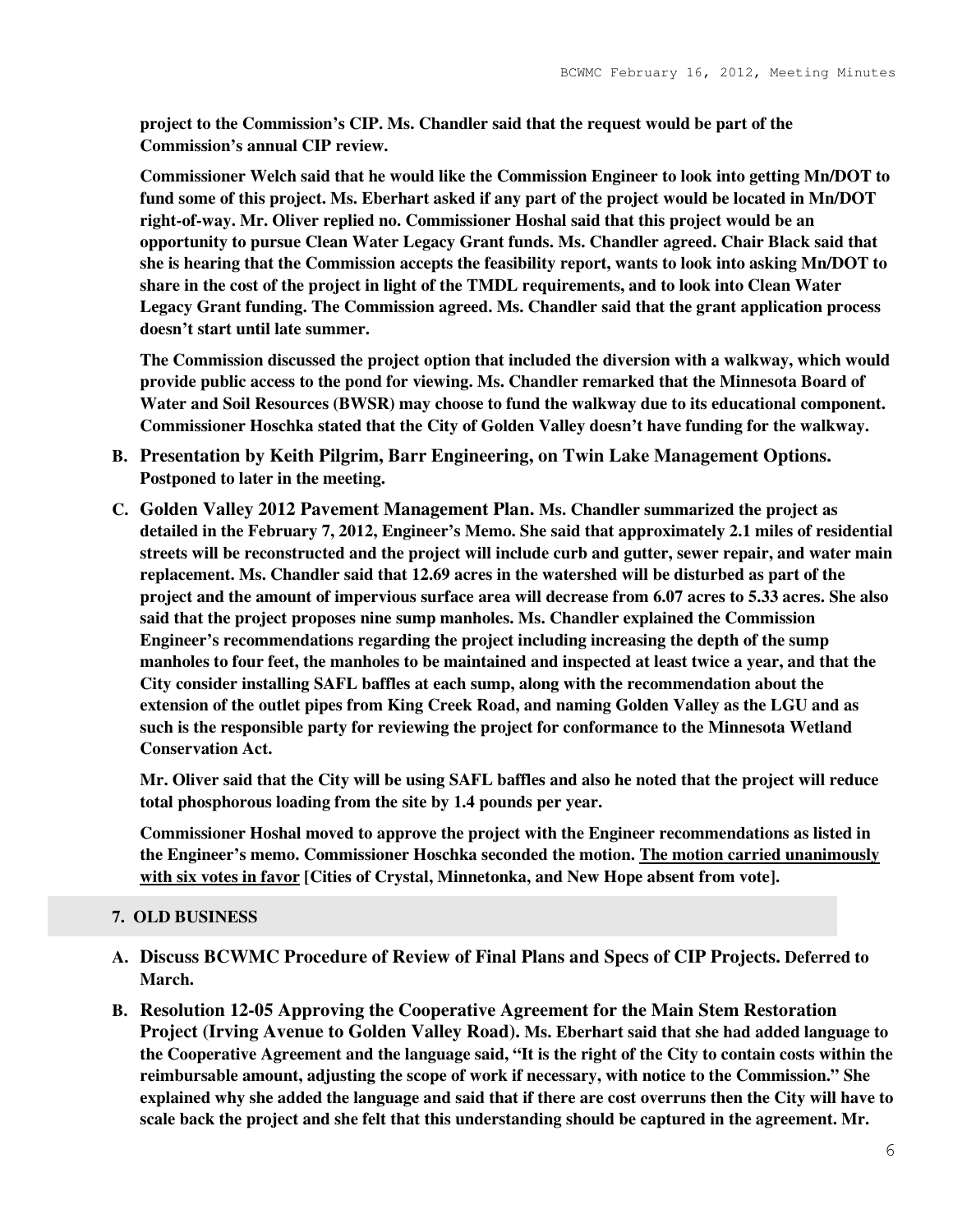**project to the Commission's CIP. Ms. Chandler said that the request would be part of the Commission's annual CIP review.**

**Commissioner Welch said that he would like the Commission Engineer to look into getting Mn/DOT to fund some of this project. Ms. Eberhart asked if any part of the project would be located in Mn/DOT right-of-way. Mr. Oliver replied no. Commissioner Hoshal said that this project would be an opportunity to pursue Clean Water Legacy Grant funds. Ms. Chandler agreed. Chair Black said that she is hearing that the Commission accepts the feasibility report, wants to look into asking Mn/DOT to share in the cost of the project in light of the TMDL requirements, and to look into Clean Water Legacy Grant funding. The Commission agreed. Ms. Chandler said that the grant application process doesn't start until late summer.**

**The Commission discussed the project option that included the diversion with a walkway, which would provide public access to the pond for viewing. Ms. Chandler remarked that the Minnesota Board of Water and Soil Resources (BWSR) may choose to fund the walkway due to its educational component. Commissioner Hoschka stated that the City of Golden Valley doesn't have funding for the walkway.**

**B. Presentation by Keith Pilgrim, Barr Engineering, on Twin Lake Management Options.** **Postponed to later in the meeting.**

**C. Golden Valley 2012 Pavement Management Plan.** **Ms. Chandler summarized the project as detailed in the February 7, 2012, Engineer's Memo. She said that approximately 2.1 miles of residential streets will be reconstructed and the project will include curb and gutter, sewer repair, and water main replacement. Ms. Chandler said that 12.69 acres in the watershed will be disturbed as part of the project and the amount of impervious surface area will decrease from 6.07 acres to 5.33 acres. She also said that the project proposes nine sump manholes. Ms. Chandler explained the Commission Engineer's recommendations regarding the project including increasing the depth of the sump manholes to four feet, the manholes to be maintained and inspected at least twice a year, and that the City consider installing SAFL baffles at each sump, along with the recommendation about the extension of the outlet pipes from King Creek Road, and naming Golden Valley as the LGU and as such is the responsible party for reviewing the project for conformance to the Minnesota Wetland Conservation Act.**

**Mr. Oliver said that the City will be using SAFL baffles and also he noted that the project will reduce total phosphorous loading from the site by 1.4 pounds per year.**

**Commissioner Hoshal moved to approve the project with the Engineer recommendations as listed in the Engineer's memo. Commissioner Hoschka seconded the motion. <u>The motion carried unanimously with six votes in favor</u> [Cities of Crystal, Minnetonka, and New Hope absent from vote].**

## 7. OLD BUSINESS

**A. Discuss BCWMC Procedure of Review of Final Plans and Specs of CIP Projects.** **Deferred to March.**

**B. Resolution 12-05 Approving the Cooperative Agreement for the Main Stem Restoration Project (Irving Avenue to Golden Valley Road).** **Ms. Eberhart said that she had added language to the Cooperative Agreement and the language said, "It is the right of the City to contain costs within the reimbursable amount, adjusting the scope of work if necessary, with notice to the Commission." She explained why she added the language and said that if there are cost overruns then the City will have to scale back the project and she felt that this understanding should be captured in the agreement. Mr.**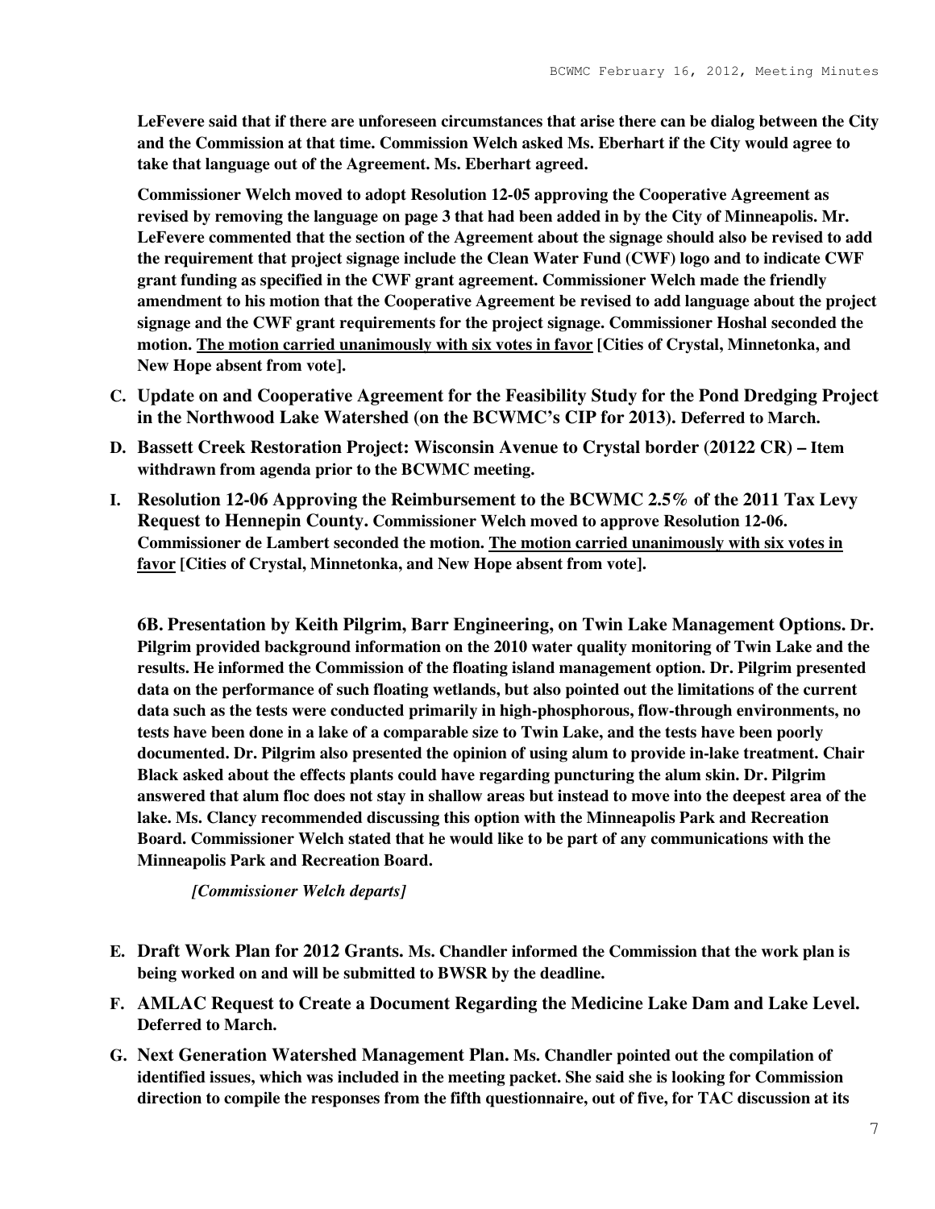**LeFevere said that if there are unforeseen circumstances that arise there can be dialog between the City and the Commission at that time. Commission Welch asked Ms. Eberhart if the City would agree to take that language out of the Agreement. Ms. Eberhart agreed.**

**Commissioner Welch moved to adopt Resolution 12-05 approving the Cooperative Agreement as revised by removing the language on page 3 that had been added in by the City of Minneapolis. Mr. LeFevere commented that the section of the Agreement about the signage should also be revised to add the requirement that project signage include the Clean Water Fund (CWF) logo and to indicate CWF grant funding as specified in the CWF grant agreement. Commissioner Welch made the friendly amendment to his motion that the Cooperative Agreement be revised to add language about the project signage and the CWF grant requirements for the project signage. Commissioner Hoshal seconded the motion. <u>The motion carried unanimously with six votes in favor</u> [Cities of Crystal, Minnetonka, and New Hope absent from vote].**

- **C. Update on and Cooperative Agreement for the Feasibility Study for the Pond Dredging Project in the Northwood Lake Watershed (on the BCWMC's CIP for 2013). Deferred to March.**
- **D. Bassett Creek Restoration Project: Wisconsin Avenue to Crystal border (20122 CR) – Item withdrawn from agenda prior to the BCWMC meeting.**
- **I. Resolution 12-06 Approving the Reimbursement to the BCWMC 2.5% of the 2011 Tax Levy Request to Hennepin County. Commissioner Welch moved to approve Resolution 12-06. Commissioner de Lambert seconded the motion. <u>The motion carried unanimously with six votes in favor</u> [Cities of Crystal, Minnetonka, and New Hope absent from vote].**

**6B. Presentation by Keith Pilgrim, Barr Engineering, on Twin Lake Management Options. Dr. Pilgrim provided background information on the 2010 water quality monitoring of Twin Lake and the results. He informed the Commission of the floating island management option. Dr. Pilgrim presented data on the performance of such floating wetlands, but also pointed out the limitations of the current data such as the tests were conducted primarily in high-phosphorous, flow-through environments, no tests have been done in a lake of a comparable size to Twin Lake, and the tests have been poorly documented. Dr. Pilgrim also presented the opinion of using alum to provide in-lake treatment. Chair Black asked about the effects plants could have regarding puncturing the alum skin. Dr. Pilgrim answered that alum floc does not stay in shallow areas but instead to move into the deepest area of the lake. Ms. Clancy recommended discussing this option with the Minneapolis Park and Recreation Board. Commissioner Welch stated that he would like to be part of any communications with the Minneapolis Park and Recreation Board.**

***[Commissioner Welch departs]***

- **E. Draft Work Plan for 2012 Grants. Ms. Chandler informed the Commission that the work plan is being worked on and will be submitted to BWSR by the deadline.**
- **F. AMLAC Request to Create a Document Regarding the Medicine Lake Dam and Lake Level. Deferred to March.**
- **G. Next Generation Watershed Management Plan. Ms. Chandler pointed out the compilation of identified issues, which was included in the meeting packet. She said she is looking for Commission direction to compile the responses from the fifth questionnaire, out of five, for TAC discussion at its**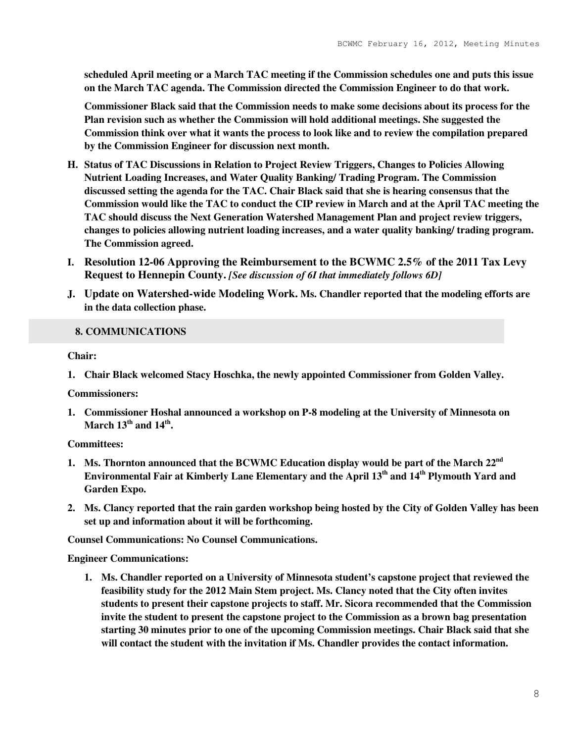**scheduled April meeting or a March TAC meeting if the Commission schedules one and puts this issue on the March TAC agenda. The Commission directed the Commission Engineer to do that work.**

**Commissioner Black said that the Commission needs to make some decisions about its process for the Plan revision such as whether the Commission will hold additional meetings. She suggested the Commission think over what it wants the process to look like and to review the compilation prepared by the Commission Engineer for discussion next month.**

**H. Status of TAC Discussions in Relation to Project Review Triggers, Changes to Policies Allowing Nutrient Loading Increases, and Water Quality Banking/ Trading Program. The Commission discussed setting the agenda for the TAC. Chair Black said that she is hearing consensus that the Commission would like the TAC to conduct the CIP review in March and at the April TAC meeting the TAC should discuss the Next Generation Watershed Management Plan and project review triggers, changes to policies allowing nutrient loading increases, and a water quality banking/ trading program. The Commission agreed.**

**I. Resolution 12-06 Approving the Reimbursement to the BCWMC 2.5% of the 2011 Tax Levy Request to Hennepin County.** ***[See discussion of 6I that immediately follows 6D]***

**J. Update on Watershed-wide Modeling Work. Ms. Chandler reported that the modeling efforts are in the data collection phase.**

## 8. COMMUNICATIONS

**Chair:**

**1. Chair Black welcomed Stacy Hoschka, the newly appointed Commissioner from Golden Valley.**

**Commissioners:**

**1. Commissioner Hoshal announced a workshop on P-8 modeling at the University of Minnesota on March 13th and 14th.**

**Committees:**

**1. Ms. Thornton announced that the BCWMC Education display would be part of the March 22nd Environmental Fair at Kimberly Lane Elementary and the April 13th and 14th Plymouth Yard and Garden Expo.**

**2. Ms. Clancy reported that the rain garden workshop being hosted by the City of Golden Valley has been set up and information about it will be forthcoming.**

**Counsel Communications: No Counsel Communications.**

**Engineer Communications:**

**1. Ms. Chandler reported on a University of Minnesota student's capstone project that reviewed the feasibility study for the 2012 Main Stem project. Ms. Clancy noted that the City often invites students to present their capstone projects to staff. Mr. Sicora recommended that the Commission invite the student to present the capstone project to the Commission as a brown bag presentation starting 30 minutes prior to one of the upcoming Commission meetings. Chair Black said that she will contact the student with the invitation if Ms. Chandler provides the contact information.**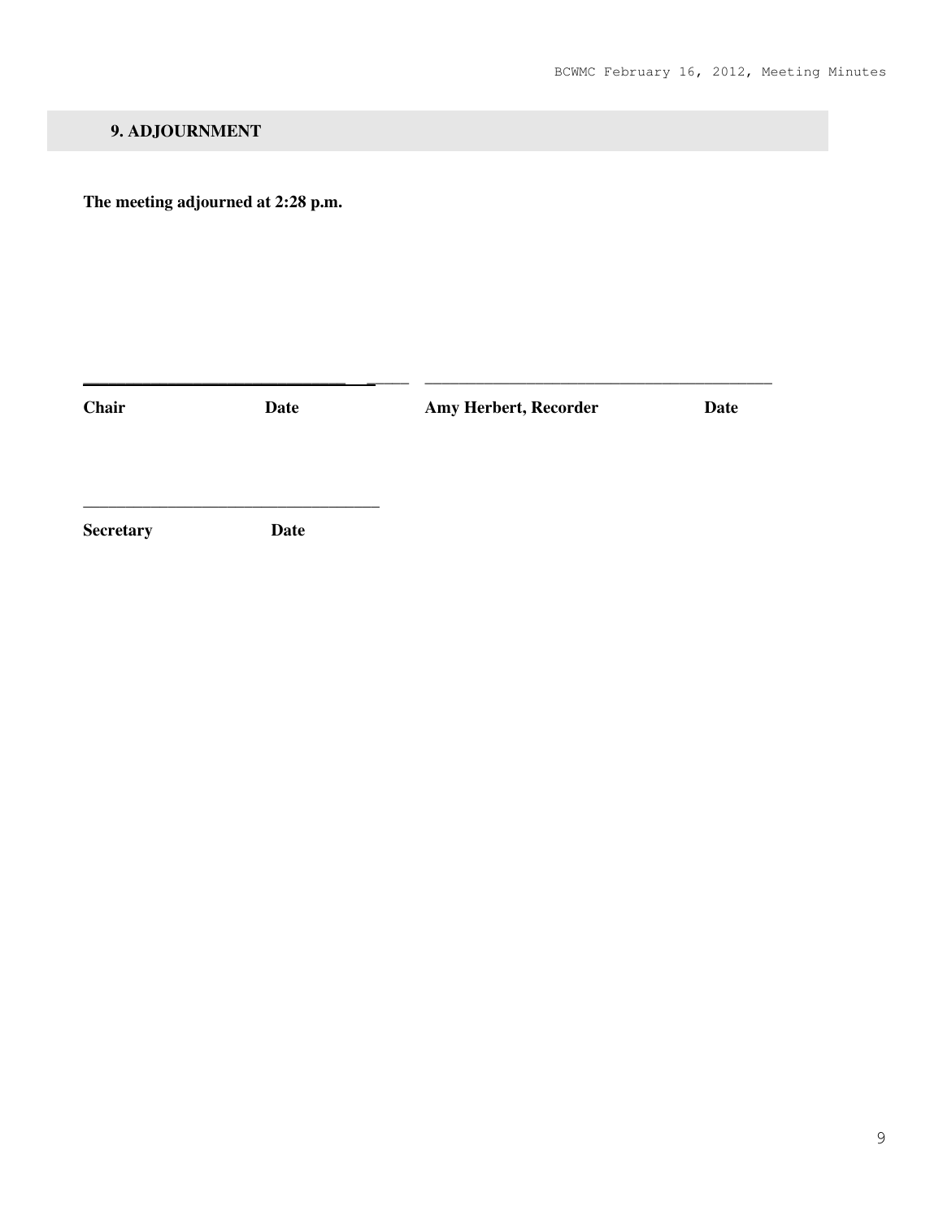## 9. ADJOURNMENT

**The meeting adjourned at 2:28 p.m.**

\_\_\_\_\_\_\_\_\_\_\_\_\_\_\_\_\_\_\_\_\_\_\_\_\_\_\_\_\_\_\_\_\_\_ \_\_\_\_\_\_\_\_\_\_\_\_\_\_\_\_\_\_\_\_\_\_\_\_\_\_\_\_\_\_\_\_\_\_\_\_\_\_\_\_

**Chair Date Amy Herbert, Recorder Date**

\_\_\_\_\_\_\_\_\_\_\_\_\_\_\_\_\_\_\_\_\_\_\_\_\_\_\_\_\_\_\_\_\_\_

**Secretary Date**